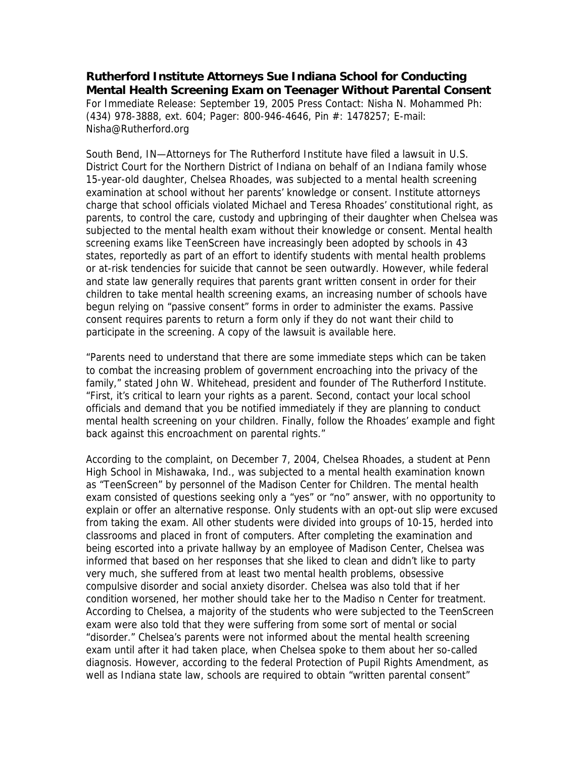**Rutherford Institute Attorneys Sue Indiana School for Conducting Mental Health Screening Exam on Teenager Without Parental Consent**

For Immediate Release: September 19, 2005 Press Contact: Nisha N. Mohammed Ph: (434) 978-3888, ext. 604; Pager: 800-946-4646, Pin #: 1478257; E-mail: Nisha@Rutherford.org

South Bend, IN—Attorneys for The Rutherford Institute have filed a lawsuit in U.S. District Court for the Northern District of Indiana on behalf of an Indiana family whose 15-year-old daughter, Chelsea Rhoades, was subjected to a mental health screening examination at school without her parents' knowledge or consent. Institute attorneys charge that school officials violated Michael and Teresa Rhoades' constitutional right, as parents, to control the care, custody and upbringing of their daughter when Chelsea was subjected to the mental health exam without their knowledge or consent. Mental health screening exams like TeenScreen have increasingly been adopted by schools in 43 states, reportedly as part of an effort to identify students with mental health problems or at-risk tendencies for suicide that cannot be seen outwardly. However, while federal and state law generally requires that parents grant written consent in order for their children to take mental health screening exams, an increasing number of schools have begun relying on "passive consent" forms in order to administer the exams. Passive consent requires parents to return a form only if they do not want their child to participate in the screening. A copy of the lawsuit is available here.

"Parents need to understand that there are some immediate steps which can be taken to combat the increasing problem of government encroaching into the privacy of the family," stated John W. Whitehead, president and founder of The Rutherford Institute. "First, it's critical to learn your rights as a parent. Second, contact your local school officials and demand that you be notified immediately if they are planning to conduct mental health screening on your children. Finally, follow the Rhoades' example and fight back against this encroachment on parental rights."

According to the complaint, on December 7, 2004, Chelsea Rhoades, a student at Penn High School in Mishawaka, Ind., was subjected to a mental health examination known as "TeenScreen" by personnel of the Madison Center for Children. The mental health exam consisted of questions seeking only a "yes" or "no" answer, with no opportunity to explain or offer an alternative response. Only students with an opt-out slip were excused from taking the exam. All other students were divided into groups of 10-15, herded into classrooms and placed in front of computers. After completing the examination and being escorted into a private hallway by an employee of Madison Center, Chelsea was informed that based on her responses that she liked to clean and didn't like to party very much, she suffered from at least two mental health problems, obsessive compulsive disorder and social anxiety disorder. Chelsea was also told that if her condition worsened, her mother should take her to the Madiso n Center for treatment. According to Chelsea, a majority of the students who were subjected to the TeenScreen exam were also told that they were suffering from some sort of mental or social "disorder." Chelsea's parents were not informed about the mental health screening exam until after it had taken place, when Chelsea spoke to them about her so-called diagnosis. However, according to the federal Protection of Pupil Rights Amendment, as well as Indiana state law, schools are required to obtain "written parental consent"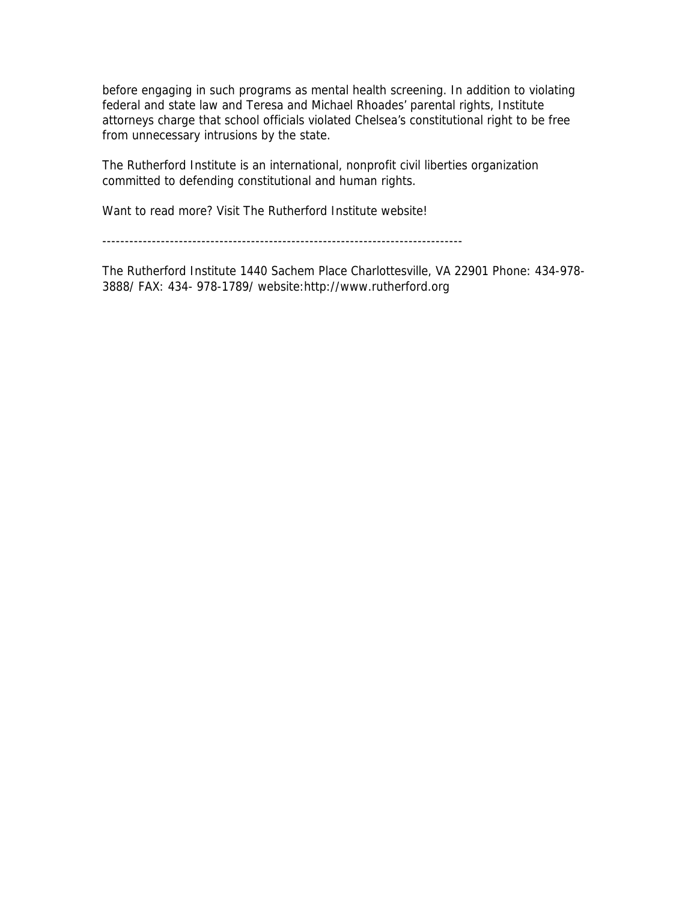before engaging in such programs as mental health screening. In addition to violating federal and state law and Teresa and Michael Rhoades' parental rights, Institute attorneys charge that school officials violated Chelsea's constitutional right to be free from unnecessary intrusions by the state.

The Rutherford Institute is an international, nonprofit civil liberties organization committed to defending constitutional and human rights.

Want to read more? Visit The Rutherford Institute website!

--------------------------------------------------------------------------------

The Rutherford Institute 1440 Sachem Place Charlottesville, VA 22901 Phone: 434-978-3888/ FAX: 434- 978-1789/ website:http://www.rutherford.org